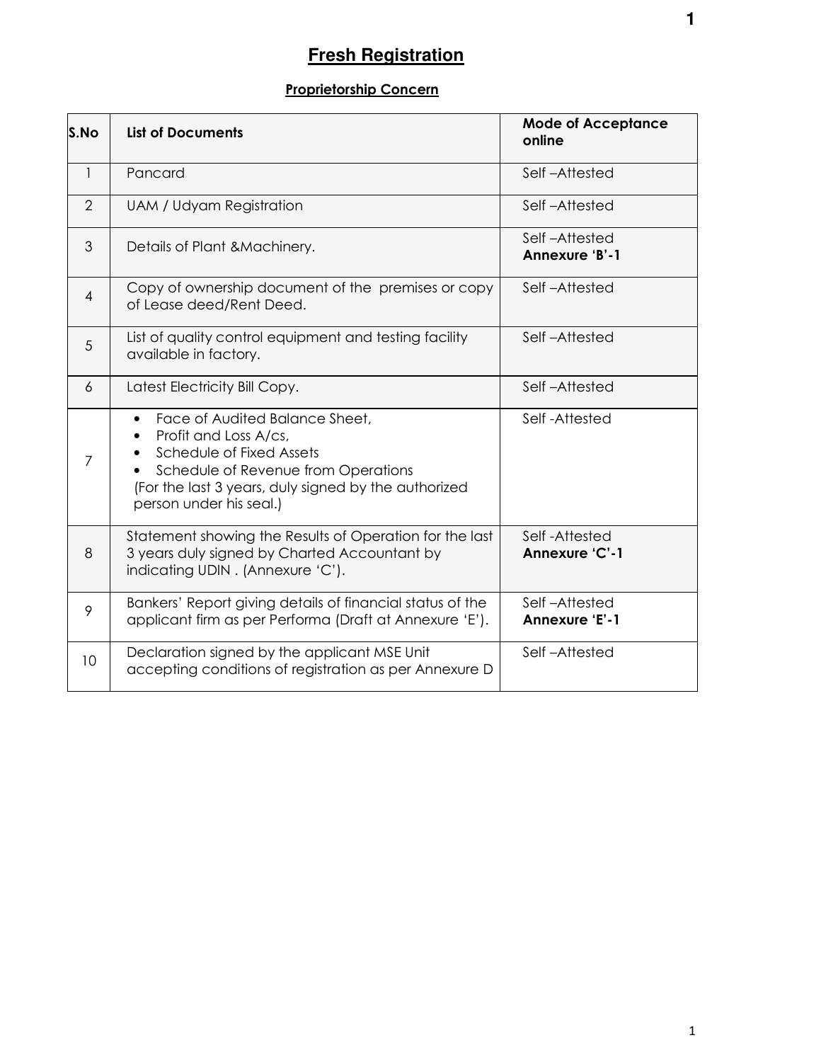# Fresh Registration

## Proprietorship Concern

| S.No | List of Documents | Mode of Acceptance online |
|---|---|---|
| 1 | Pancard | Self –Attested |
| 2 | UAM / Udyam Registration | Self –Attested |
| 3 | Details of Plant &Machinery. | Self –Attested **Annexure 'B'-1** |
| 4 | Copy of ownership document of the premises or copy of Lease deed/Rent Deed. | Self –Attested |
| 5 | List of quality control equipment and testing facility available in factory. | Self –Attested |
| 6 | Latest Electricity Bill Copy. | Self –Attested |
| 7 | • Face of Audited Balance Sheet,<br>• Profit and Loss A/cs,<br>• Schedule of Fixed Assets<br>• Schedule of Revenue from Operations<br>(For the last 3 years, duly signed by the authorized person under his seal.) | Self -Attested |
| 8 | Statement showing the Results of Operation for the last 3 years duly signed by Charted Accountant by indicating UDIN . (Annexure 'C'). | Self -Attested **Annexure 'C'-1** |
| 9 | Bankers' Report giving details of financial status of the applicant firm as per Performa (Draft at Annexure 'E'). | Self –Attested **Annexure 'E'-1** |
| 10 | Declaration signed by the applicant MSE Unit accepting conditions of registration as per Annexure D | Self –Attested |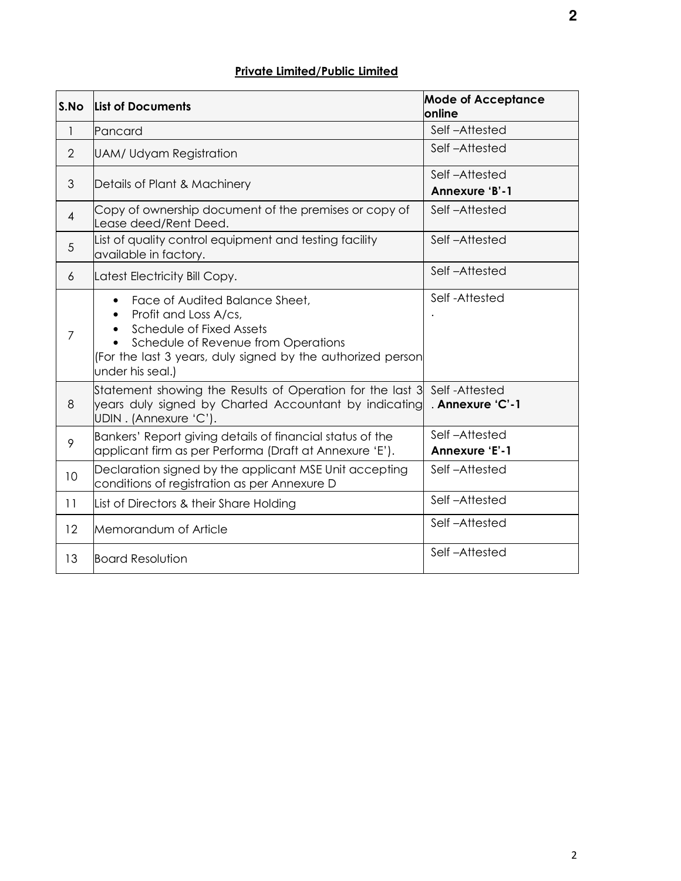**Private Limited/Public Limited**

| S.No | List of Documents | Mode of Acceptance online |
|---|---|---|
| 1 | Pancard | Self –Attested |
| 2 | UAM/ Udyam Registration | Self –Attested |
| 3 | Details of Plant & Machinery | Self –Attested<br>**Annexure 'B'-1** |
| 4 | Copy of ownership document of the premises or copy of Lease deed/Rent Deed. | Self –Attested |
| 5 | List of quality control equipment and testing facility available in factory. | Self –Attested |
| 6 | Latest Electricity Bill Copy. | Self –Attested |
| 7 | • Face of Audited Balance Sheet,<br>• Profit and Loss A/cs,<br>• Schedule of Fixed Assets<br>• Schedule of Revenue from Operations<br>(For the last 3 years, duly signed by the authorized person under his seal.) | Self -Attested<br>. |
| 8 | Statement showing the Results of Operation for the last 3 years duly signed by Charted Accountant by indicating UDIN . (Annexure 'C'). | Self -Attested<br>. **Annexure 'C'-1** |
| 9 | Bankers' Report giving details of financial status of the applicant firm as per Performa (Draft at Annexure 'E'). | Self –Attested<br>**Annexure 'E'-1** |
| 10 | Declaration signed by the applicant MSE Unit accepting conditions of registration as per Annexure D | Self –Attested |
| 11 | List of Directors & their Share Holding | Self –Attested |
| 12 | Memorandum of Article | Self –Attested |
| 13 | Board Resolution | Self –Attested |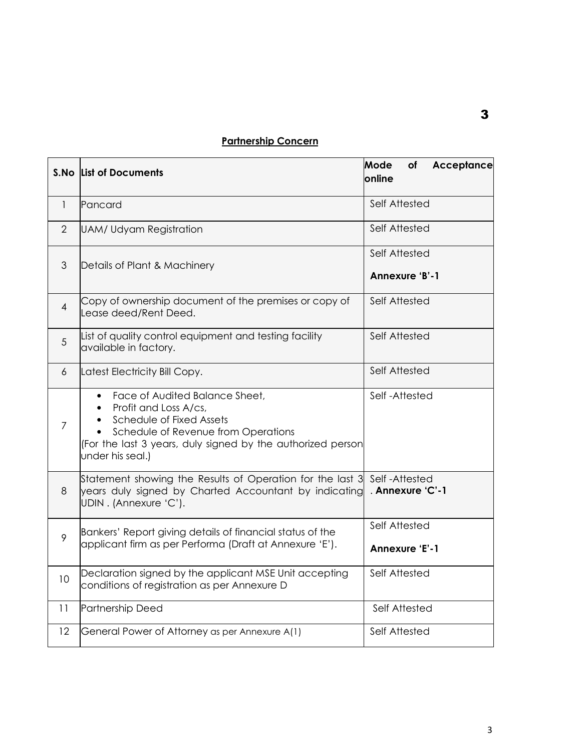**Partnership Concern**

| S.No | List of Documents | Mode of Acceptance online |
|---|---|---|
| 1 | Pancard | Self Attested |
| 2 | UAM/ Udyam Registration | Self Attested |
| 3 | Details of Plant & Machinery | Self Attested<br>**Annexure 'B'-1** |
| 4 | Copy of ownership document of the premises or copy of Lease deed/Rent Deed. | Self Attested |
| 5 | List of quality control equipment and testing facility available in factory. | Self Attested |
| 6 | Latest Electricity Bill Copy. | Self Attested |
| 7 | • Face of Audited Balance Sheet,<br>• Profit and Loss A/cs,<br>• Schedule of Fixed Assets<br>• Schedule of Revenue from Operations<br>(For the last 3 years, duly signed by the authorized person under his seal.) | Self -Attested |
| 8 | Statement showing the Results of Operation for the last 3 years duly signed by Charted Accountant by indicating UDIN . (Annexure 'C'). | Self -Attested<br>. **Annexure 'C'-1** |
| 9 | Bankers' Report giving details of financial status of the applicant firm as per Performa (Draft at Annexure 'E'). | Self Attested<br>**Annexure 'E'-1** |
| 10 | Declaration signed by the applicant MSE Unit accepting conditions of registration as per Annexure D | Self Attested |
| 11 | Partnership Deed | Self Attested |
| 12 | General Power of Attorney as per Annexure A(1) | Self Attested |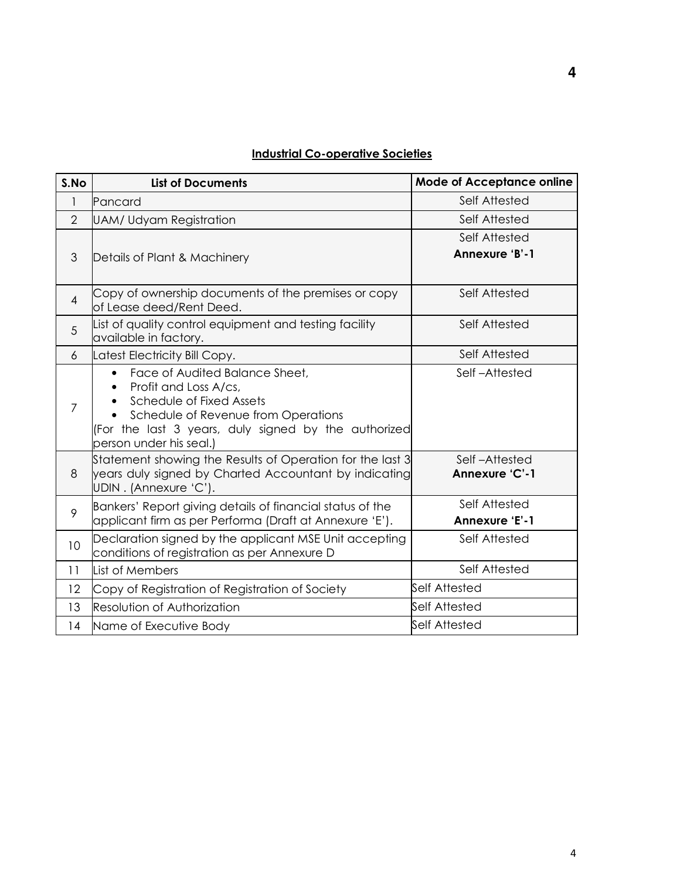**Industrial Co-operative Societies**

| S.No | List of Documents | Mode of Acceptance online |
|---|---|---|
| 1 | Pancard | Self Attested |
| 2 | UAM/ Udyam Registration | Self Attested |
| 3 | Details of Plant & Machinery | Self Attested **Annexure 'B'-1** |
| 4 | Copy of ownership documents of the premises or copy of Lease deed/Rent Deed. | Self Attested |
| 5 | List of quality control equipment and testing facility available in factory. | Self Attested |
| 6 | Latest Electricity Bill Copy. | Self Attested |
| 7 | • Face of Audited Balance Sheet, • Profit and Loss A/cs, • Schedule of Fixed Assets • Schedule of Revenue from Operations (For the last 3 years, duly signed by the authorized person under his seal.) | Self –Attested |
| 8 | Statement showing the Results of Operation for the last 3 years duly signed by Charted Accountant by indicating UDIN . (Annexure 'C'). | Self –Attested **Annexure 'C'-1** |
| 9 | Bankers' Report giving details of financial status of the applicant firm as per Performa (Draft at Annexure 'E'). | Self Attested **Annexure 'E'-1** |
| 10 | Declaration signed by the applicant MSE Unit accepting conditions of registration as per Annexure D | Self Attested |
| 11 | List of Members | Self Attested |
| 12 | Copy of Registration of Registration of Society | Self Attested |
| 13 | Resolution of Authorization | Self Attested |
| 14 | Name of Executive Body | Self Attested |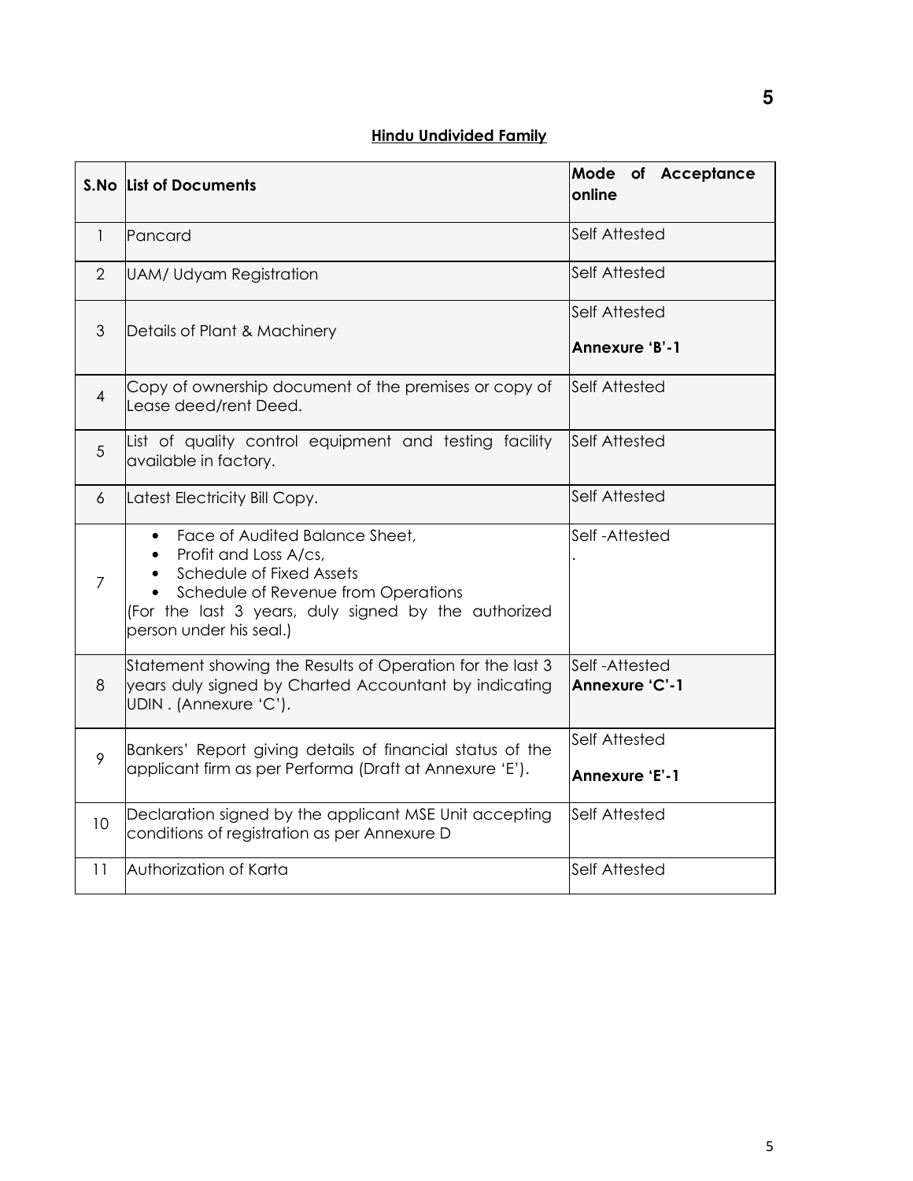## Hindu Undivided Family

| S.No | List of Documents | Mode of Acceptance online |
|---|---|---|
| 1 | Pancard | Self Attested |
| 2 | UAM/ Udyam Registration | Self Attested |
| 3 | Details of Plant & Machinery | Self Attested<br><br>**Annexure 'B'-1** |
| 4 | Copy of ownership document of the premises or copy of Lease deed/rent Deed. | Self Attested |
| 5 | List of quality control equipment and testing facility available in factory. | Self Attested |
| 6 | Latest Electricity Bill Copy. | Self Attested |
| 7 | • Face of Audited Balance Sheet,<br>• Profit and Loss A/cs,<br>• Schedule of Fixed Assets<br>• Schedule of Revenue from Operations<br>(For the last 3 years, duly signed by the authorized person under his seal.) | Self -Attested<br>. |
| 8 | Statement showing the Results of Operation for the last 3 years duly signed by Charted Accountant by indicating UDIN . (Annexure 'C'). | Self -Attested<br>**Annexure 'C'-1** |
| 9 | Bankers' Report giving details of financial status of the applicant firm as per Performa (Draft at Annexure 'E'). | Self Attested<br><br>**Annexure 'E'-1** |
| 10 | Declaration signed by the applicant MSE Unit accepting conditions of registration as per Annexure D | Self Attested |
| 11 | Authorization of Karta | Self Attested |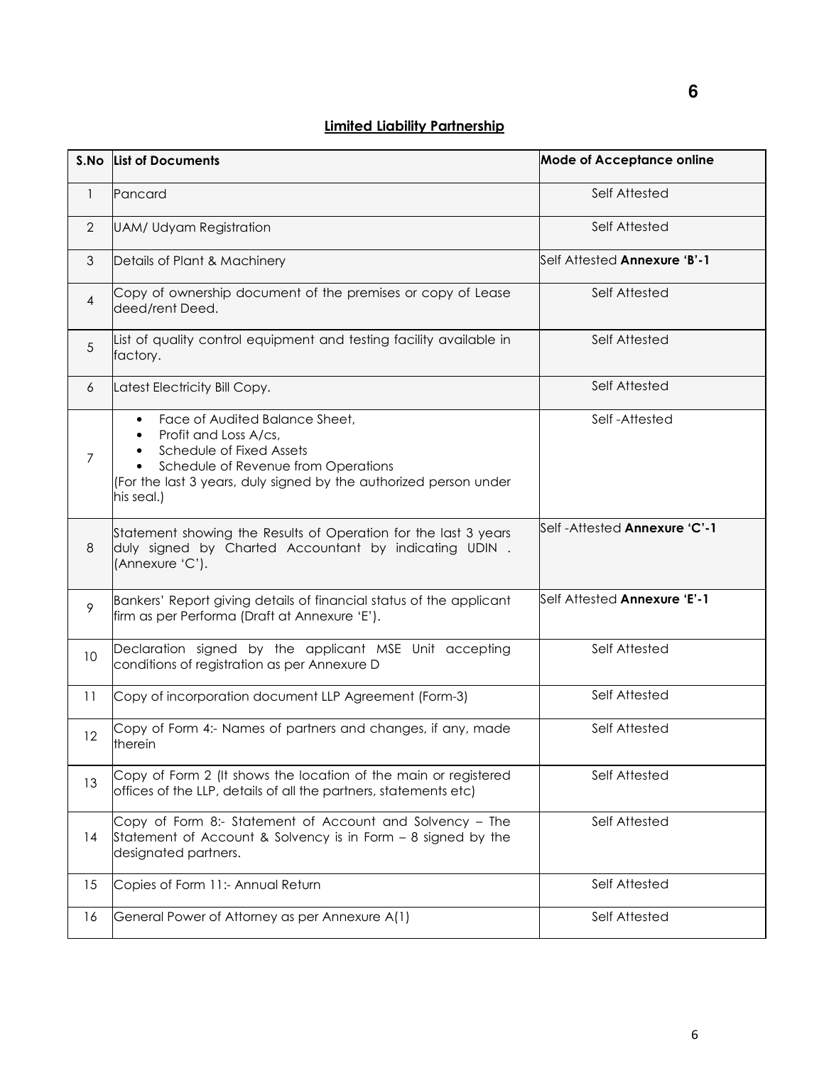## Limited Liability Partnership

| S.No | List of Documents | Mode of Acceptance online |
|---|---|---|
| 1 | Pancard | Self Attested |
| 2 | UAM/ Udyam Registration | Self Attested |
| 3 | Details of Plant & Machinery | Self Attested **Annexure 'B'-1** |
| 4 | Copy of ownership document of the premises or copy of Lease deed/rent Deed. | Self Attested |
| 5 | List of quality control equipment and testing facility available in factory. | Self Attested |
| 6 | Latest Electricity Bill Copy. | Self Attested |
| 7 | • Face of Audited Balance Sheet,<br>• Profit and Loss A/cs,<br>• Schedule of Fixed Assets<br>• Schedule of Revenue from Operations<br>(For the last 3 years, duly signed by the authorized person under his seal.) | Self -Attested |
| 8 | Statement showing the Results of Operation for the last 3 years duly signed by Charted Accountant by indicating UDIN . (Annexure 'C'). | Self -Attested **Annexure 'C'-1** |
| 9 | Bankers' Report giving details of financial status of the applicant firm as per Performa (Draft at Annexure 'E'). | Self Attested **Annexure 'E'-1** |
| 10 | Declaration signed by the applicant MSE Unit accepting conditions of registration as per Annexure D | Self Attested |
| 11 | Copy of incorporation document LLP Agreement (Form-3) | Self Attested |
| 12 | Copy of Form 4:- Names of partners and changes, if any, made therein | Self Attested |
| 13 | Copy of Form 2 (It shows the location of the main or registered offices of the LLP, details of all the partners, statements etc) | Self Attested |
| 14 | Copy of Form 8:- Statement of Account and Solvency – The Statement of Account & Solvency is in Form – 8 signed by the designated partners. | Self Attested |
| 15 | Copies of Form 11:- Annual Return | Self Attested |
| 16 | General Power of Attorney as per Annexure A(1) | Self Attested |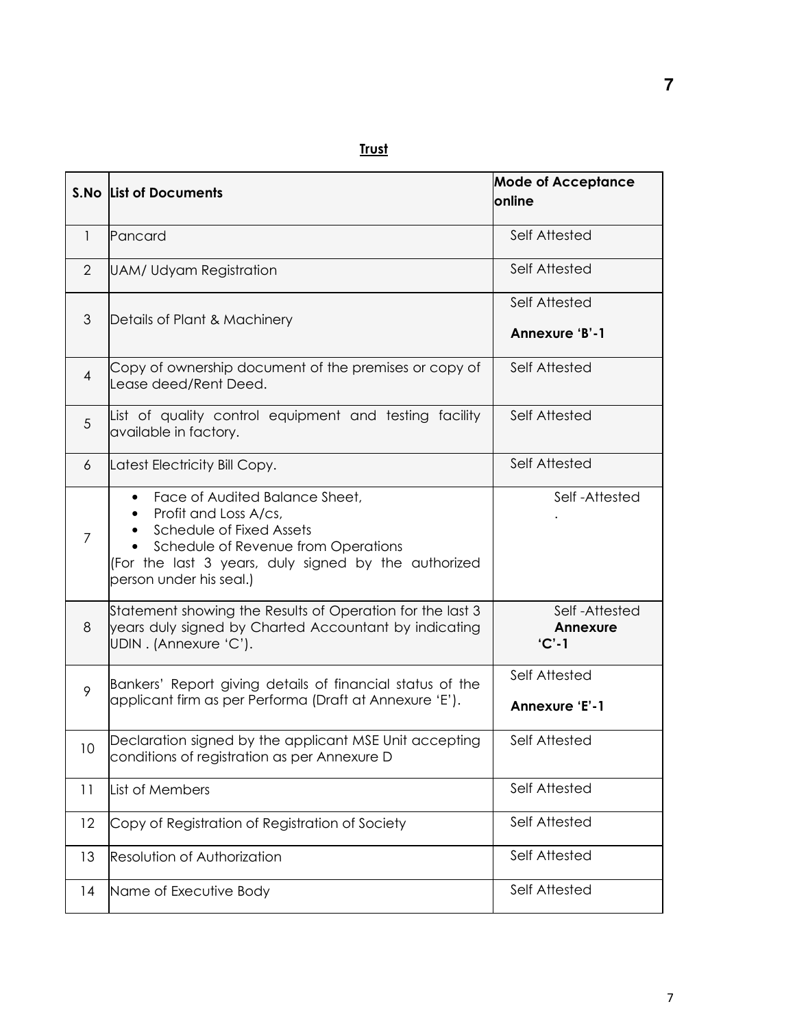**Trust**

| S.No | List of Documents | Mode of Acceptance online |
|---|---|---|
| 1 | Pancard | Self Attested |
| 2 | UAM/ Udyam Registration | Self Attested |
| 3 | Details of Plant & Machinery | Self Attested<br>**Annexure 'B'-1** |
| 4 | Copy of ownership document of the premises or copy of Lease deed/Rent Deed. | Self Attested |
| 5 | List of quality control equipment and testing facility available in factory. | Self Attested |
| 6 | Latest Electricity Bill Copy. | Self Attested |
| 7 | • Face of Audited Balance Sheet,<br>• Profit and Loss A/cs,<br>• Schedule of Fixed Assets<br>• Schedule of Revenue from Operations<br>(For the last 3 years, duly signed by the authorized person under his seal.) | Self -Attested<br>. |
| 8 | Statement showing the Results of Operation for the last 3 years duly signed by Charted Accountant by indicating UDIN . (Annexure 'C'). | Self -Attested<br>**Annexure 'C'-1** |
| 9 | Bankers' Report giving details of financial status of the applicant firm as per Performa (Draft at Annexure 'E'). | Self Attested<br>**Annexure 'E'-1** |
| 10 | Declaration signed by the applicant MSE Unit accepting conditions of registration as per Annexure D | Self Attested |
| 11 | List of Members | Self Attested |
| 12 | Copy of Registration of Registration of Society | Self Attested |
| 13 | Resolution of Authorization | Self Attested |
| 14 | Name of Executive Body | Self Attested |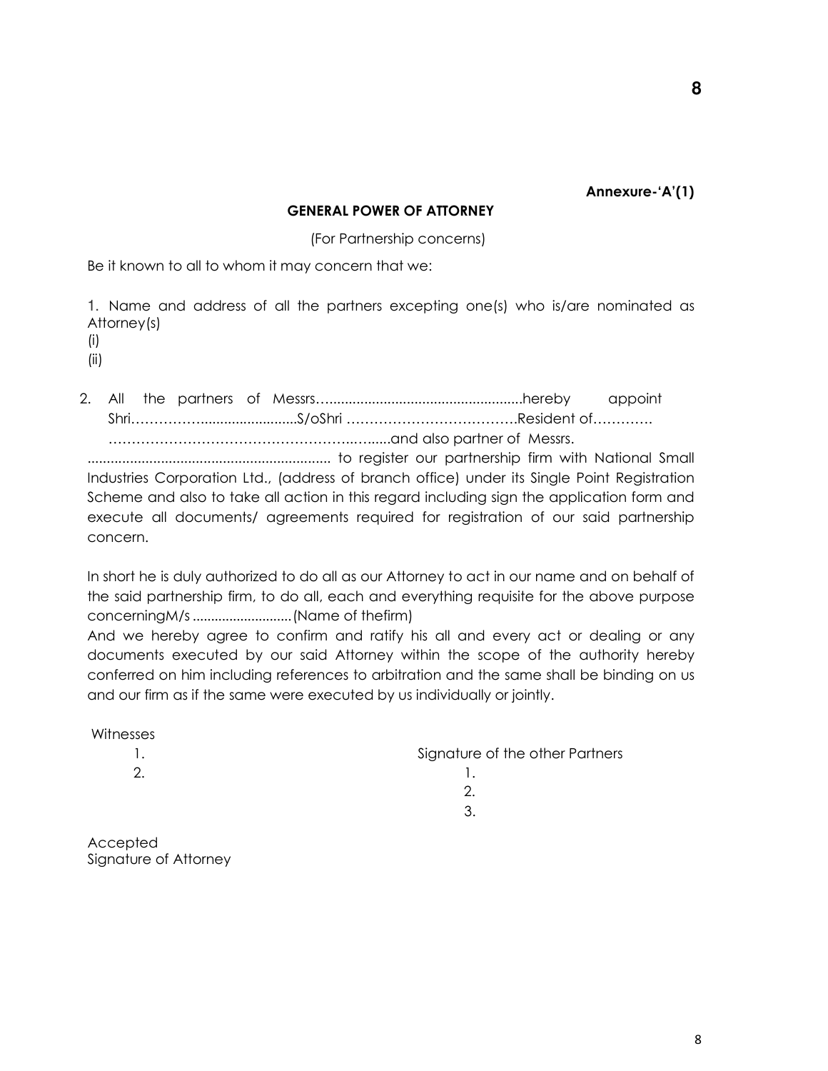**Annexure-'A'(1)**

**GENERAL POWER OF ATTORNEY**

(For Partnership concerns)

Be it known to all to whom it may concern that we:

1. Name and address of all the partners excepting one(s) who is/are nominated as Attorney(s)
(i)
(ii)

2. All the partners of Messrs…...................................................hereby appoint Shri……………..........................S/oShri ……………………………….Resident of…………
……………………………………………..…......and also partner of Messrs.
............................................................... to register our partnership firm with National Small Industries Corporation Ltd., (address of branch office) under its Single Point Registration Scheme and also to take all action in this regard including sign the application form and execute all documents/ agreements required for registration of our said partnership concern.

In short he is duly authorized to do all as our Attorney to act in our name and on behalf of the said partnership firm, to do all, each and everything requisite for the above purpose concerningM/s ...........................(Name of thefirm)
And we hereby agree to confirm and ratify his all and every act or dealing or any documents executed by our said Attorney within the scope of the authority hereby conferred on him including references to arbitration and the same shall be binding on us and our firm as if the same were executed by us individually or jointly.

Witnesses
1.
2.

Signature of the other Partners
1.
2.
3.

Accepted
Signature of Attorney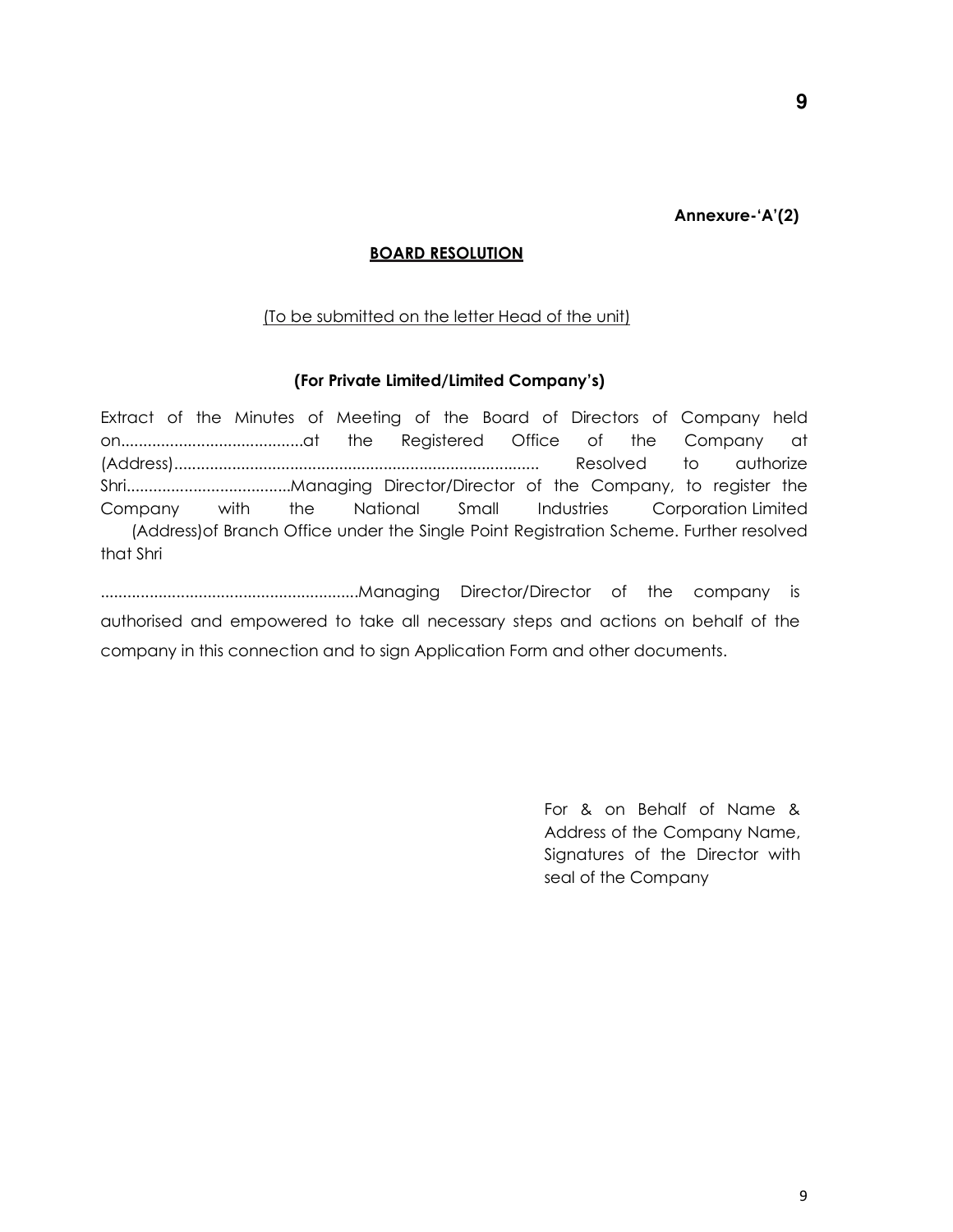**Annexure-'A'(2)**

## BOARD RESOLUTION

(To be submitted on the letter Head of the unit)

**(For Private Limited/Limited Company's)**

Extract of the Minutes of Meeting of the Board of Directors of Company held on..........................................at the Registered Office of the Company at (Address)................................................................................. Resolved to authorize Shri.....................................Managing Director/Director of the Company, to register the Company with the National Small Industries Corporation Limited (Address)of Branch Office under the Single Point Registration Scheme. Further resolved that Shri

..........................................................Managing Director/Director of the company is authorised and empowered to take all necessary steps and actions on behalf of the company in this connection and to sign Application Form and other documents.

For & on Behalf of Name & Address of the Company Name, Signatures of the Director with seal of the Company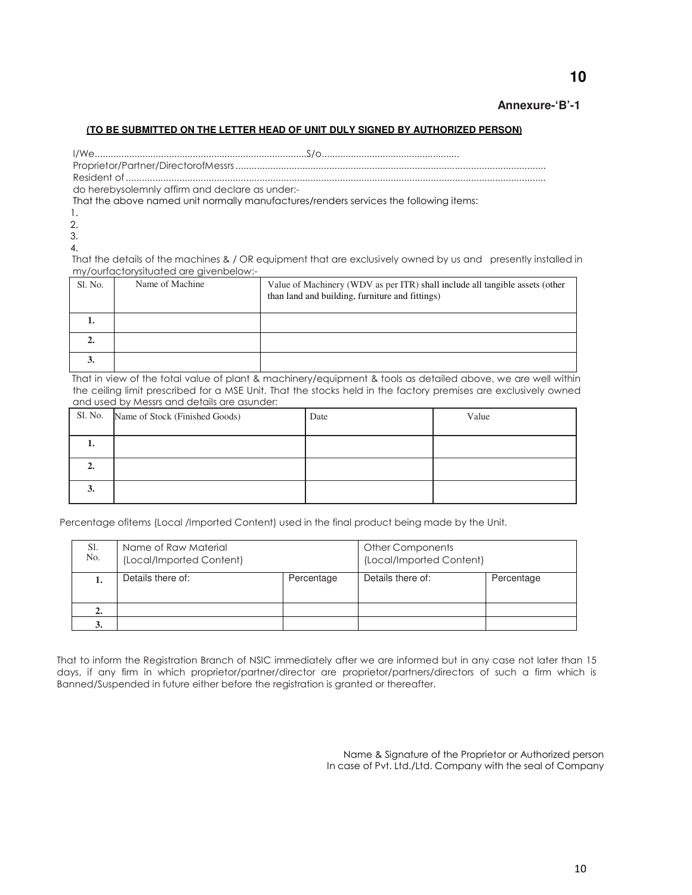**Annexure-'B'-1**

**(TO BE SUBMITTED ON THE LETTER HEAD OF UNIT DULY SIGNED BY AUTHORIZED PERSON)**

I/We................................................................................S/o....................................................

Proprietor/Partner/DirectorofMessrs.....................................................................................................................

Resident of.............................................................................................................................................................

do herebysolemnly affirm and declare as under:-

That the above named unit normally manufactures/renders services the following items:

1.
2.
3.
4.

That the details of the machines & / OR equipment that are exclusively owned by us and presently installed in my/ourfactorysituated are givenbelow:-

| Sl. No. | Name of Machine | Value of Machinery (WDV as per ITR) shall include all tangible assets (other than land and building, furniture and fittings) |
|---|---|---|
| 1. | | |
| 2. | | |
| 3. | | |

That in view of the total value of plant & machinery/equipment & tools as detailed above, we are well within the ceiling limit prescribed for a MSE Unit. That the stocks held in the factory premises are exclusively owned and used by Messrs and details are asunder:

| Sl. No. | Name of Stock (Finished Goods) | Date | Value |
|---|---|---|---|
| 1. | | | |
| 2. | | | |
| 3. | | | |

Percentage ofitems (Local /Imported Content) used in the final product being made by the Unit.

| Sl. No. | Name of Raw Material (Local/Imported Content) | | Other Components (Local/Imported Content) | |
|---|---|---|---|---|
| 1. | Details there of: | Percentage | Details there of: | Percentage |
| 2. | | | | |
| 3. | | | | |

That to inform the Registration Branch of NSIC immediately after we are informed but in any case not later than 15 days, if any firm in which proprietor/partner/director are proprietor/partners/directors of such a firm which is Banned/Suspended in future either before the registration is granted or thereafter.

Name & Signature of the Proprietor or Authorized person
In case of Pvt. Ltd./Ltd. Company with the seal of Company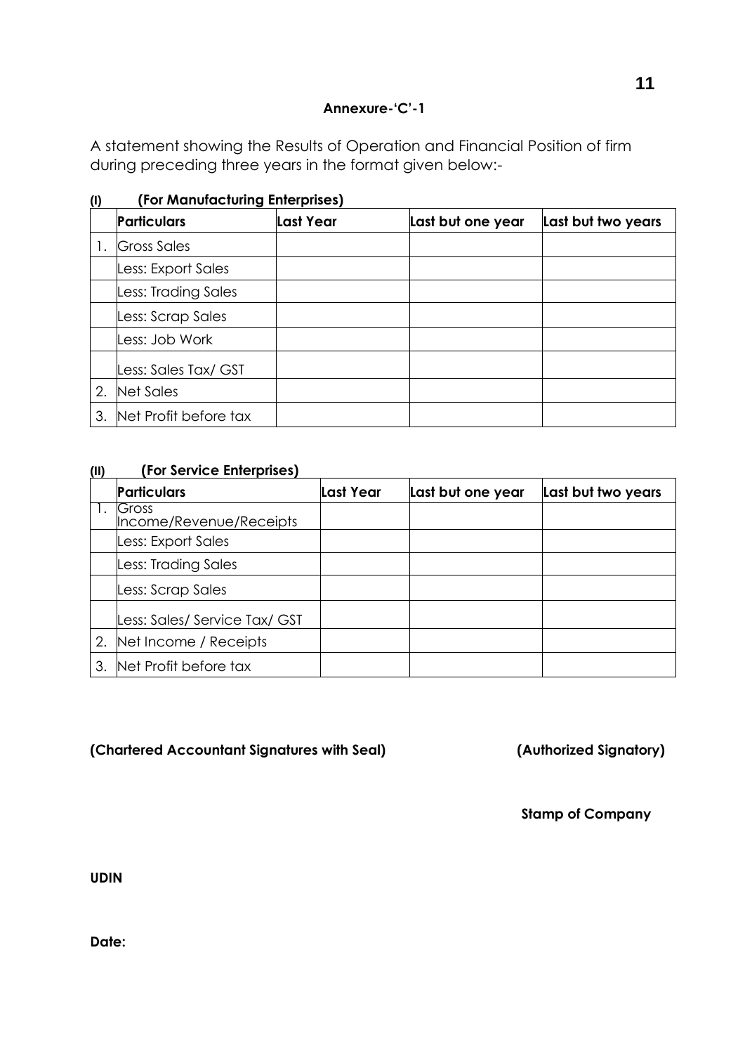**Annexure-'C'-1**

A statement showing the Results of Operation and Financial Position of firm during preceding three years in the format given below:-

**(I) (For Manufacturing Enterprises)**

| | Particulars | Last Year | Last but one year | Last but two years |
|---|---|---|---|---|
| 1. | Gross Sales | | | |
| | Less: Export Sales | | | |
| | Less: Trading Sales | | | |
| | Less: Scrap Sales | | | |
| | Less: Job Work | | | |
| | Less: Sales Tax/ GST | | | |
| 2. | Net Sales | | | |
| 3. | Net Profit before tax | | | |

**(II) (For Service Enterprises)**

| | Particulars | Last Year | Last but one year | Last but two years |
|---|---|---|---|---|
| 1. | Gross Income/Revenue/Receipts | | | |
| | Less: Export Sales | | | |
| | Less: Trading Sales | | | |
| | Less: Scrap Sales | | | |
| | Less: Sales/ Service Tax/ GST | | | |
| 2. | Net Income / Receipts | | | |
| 3. | Net Profit before tax | | | |

**(Chartered Accountant Signatures with Seal)** **(Authorized Signatory)**

**Stamp of Company**

**UDIN**

**Date:**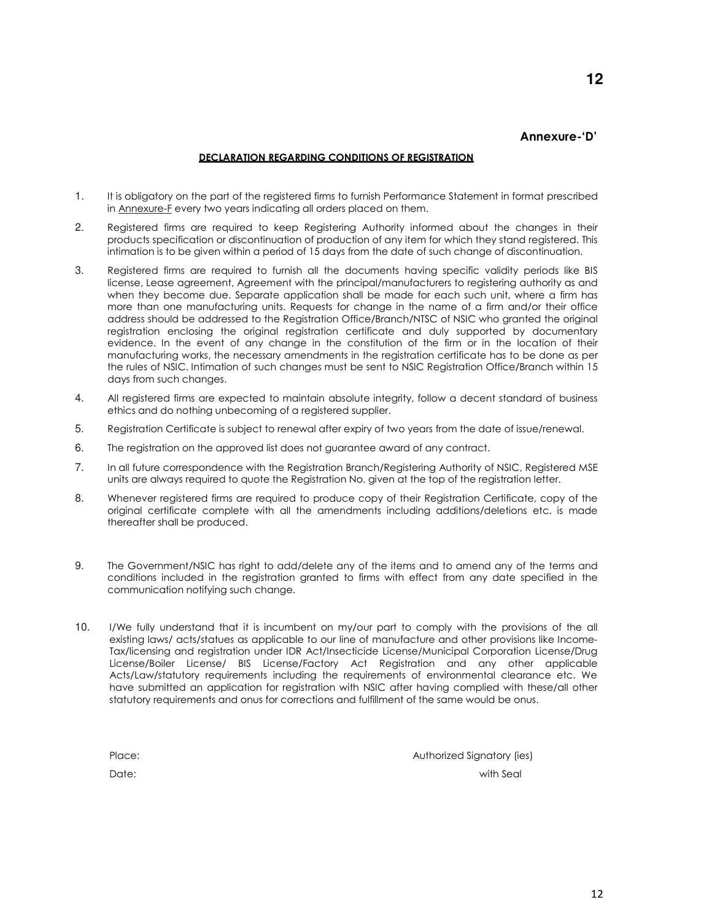**Annexure-'D'**

**DECLARATION REGARDING CONDITIONS OF REGISTRATION**

1. It is obligatory on the part of the registered firms to furnish Performance Statement in format prescribed in Annexure-F every two years indicating all orders placed on them.

2. Registered firms are required to keep Registering Authority informed about the changes in their products specification or discontinuation of production of any item for which they stand registered. This intimation is to be given within a period of 15 days from the date of such change of discontinuation.

3. Registered firms are required to furnish all the documents having specific validity periods like BIS license, Lease agreement, Agreement with the principal/manufacturers to registering authority as and when they become due. Separate application shall be made for each such unit, where a firm has more than one manufacturing units. Requests for change in the name of a firm and/or their office address should be addressed to the Registration Office/Branch/NTSC of NSIC who granted the original registration enclosing the original registration certificate and duly supported by documentary evidence. In the event of any change in the constitution of the firm or in the location of their manufacturing works, the necessary amendments in the registration certificate has to be done as per the rules of NSIC. Intimation of such changes must be sent to NSIC Registration Office/Branch within 15 days from such changes.

4. All registered firms are expected to maintain absolute integrity, follow a decent standard of business ethics and do nothing unbecoming of a registered supplier.

5. Registration Certificate is subject to renewal after expiry of two years from the date of issue/renewal.

6. The registration on the approved list does not guarantee award of any contract.

7. In all future correspondence with the Registration Branch/Registering Authority of NSIC, Registered MSE units are always required to quote the Registration No. given at the top of the registration letter.

8. Whenever registered firms are required to produce copy of their Registration Certificate, copy of the original certificate complete with all the amendments including additions/deletions etc. is made thereafter shall be produced.

9. The Government/NSIC has right to add/delete any of the items and to amend any of the terms and conditions included in the registration granted to firms with effect from any date specified in the communication notifying such change.

10. I/We fully understand that it is incumbent on my/our part to comply with the provisions of the all existing laws/ acts/statues as applicable to our line of manufacture and other provisions like Income-Tax/licensing and registration under IDR Act/Insecticide License/Municipal Corporation License/Drug License/Boiler License/ BIS License/Factory Act Registration and any other applicable Acts/Law/statutory requirements including the requirements of environmental clearance etc. We have submitted an application for registration with NSIC after having complied with these/all other statutory requirements and onus for corrections and fulfillment of the same would be onus.

Place: Authorized Signatory (ies)

Date: with Seal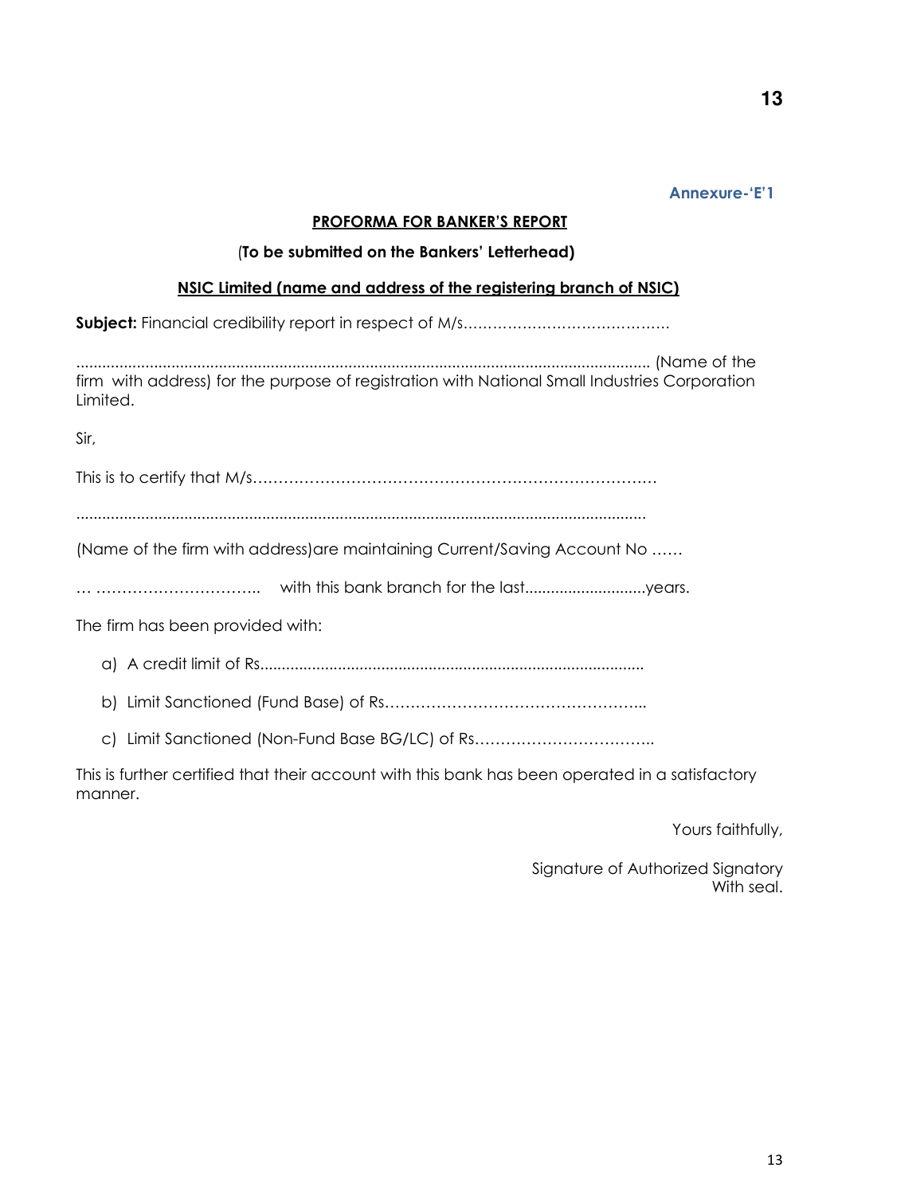Annexure-'E'1

**PROFORMA FOR BANKER'S REPORT**

(**To be submitted on the Bankers' Letterhead)**

**NSIC Limited (name and address of the registering branch of NSIC)**

**Subject:** Financial credibility report in respect of M/s……………………………………

...................................................................................................................................... (Name of the firm with address) for the purpose of registration with National Small Industries Corporation Limited.

Sir,

This is to certify that M/s……………………………………………………………………

......................................................................................................................................

(Name of the firm with address)are maintaining Current/Saving Account No ……

… ………………………….. with this bank branch for the last............................years.

The firm has been provided with:

a) A credit limit of Rs........................................................................................

b) Limit Sanctioned (Fund Base) of Rs…………………………………………...

c) Limit Sanctioned (Non-Fund Base BG/LC) of Rs……………………………..

This is further certified that their account with this bank has been operated in a satisfactory manner.

Yours faithfully,

Signature of Authorized Signatory
With seal.